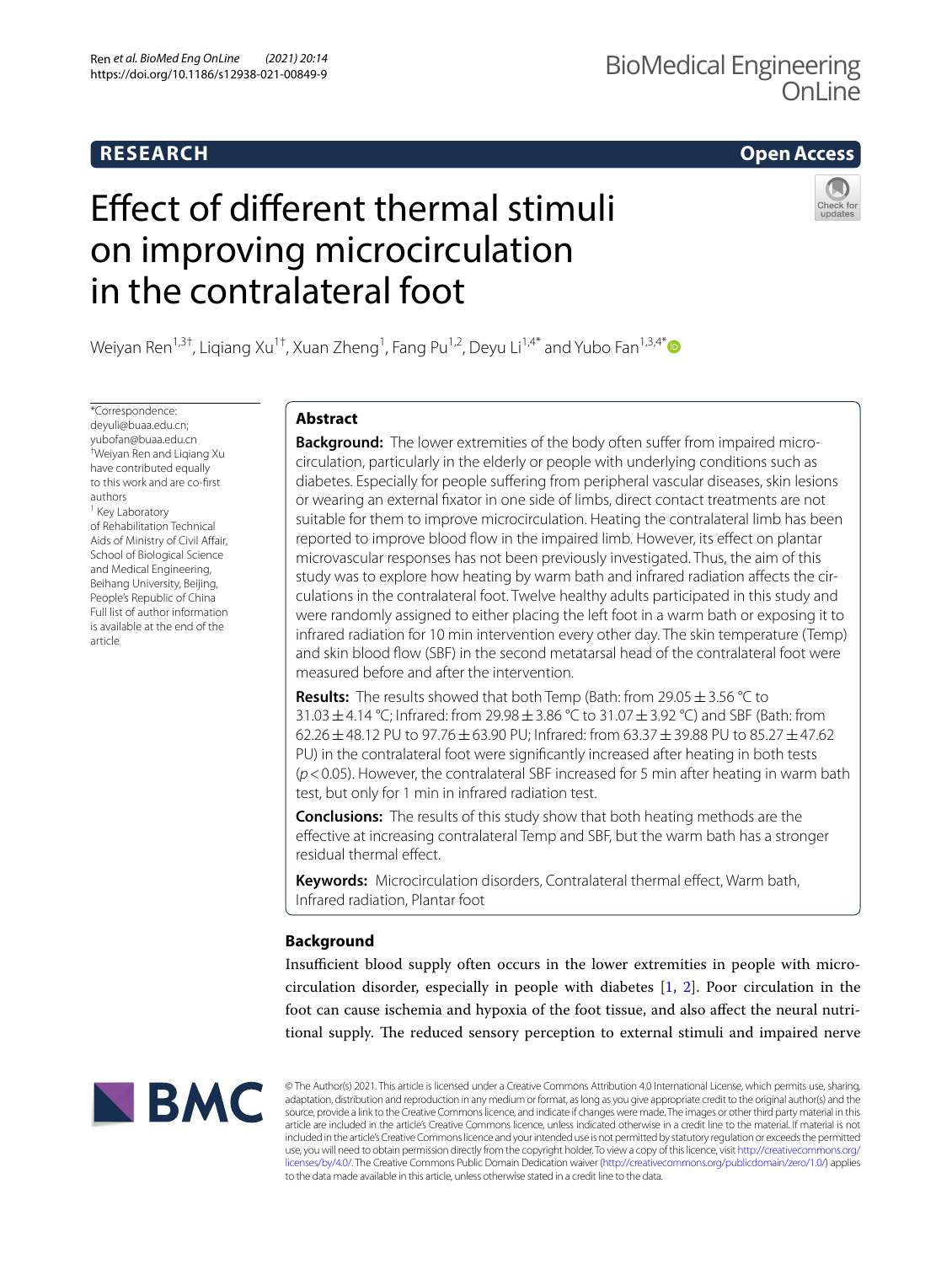RESEARCH

Open Access

# Effect of different thermal stimuli on improving microcirculation in the contralateral foot

Weiyan Ren[1,3†], Liqiang Xu[1†], Xuan Zheng[1], Fang Pu[1,2], Deyu Li[1,4*] and Yubo Fan[1,3,4*]

*Correspondence: deyuli@buaa.edu.cn; yubofan@buaa.edu.cn

†Weiyan Ren and Liqiang Xu have contributed equally to this work and are co-first authors

[1] Key Laboratory of Rehabilitation Technical Aids of Ministry of Civil Affair, School of Biological Science and Medical Engineering, Beihang University, Beijing, People's Republic of China

Full list of author information is available at the end of the article

## Abstract

**Background:** The lower extremities of the body often suffer from impaired microcirculation, particularly in the elderly or people with underlying conditions such as diabetes. Especially for people suffering from peripheral vascular diseases, skin lesions or wearing an external fixator in one side of limbs, direct contact treatments are not suitable for them to improve microcirculation. Heating the contralateral limb has been reported to improve blood flow in the impaired limb. However, its effect on plantar microvascular responses has not been previously investigated. Thus, the aim of this study was to explore how heating by warm bath and infrared radiation affects the circulations in the contralateral foot. Twelve healthy adults participated in this study and were randomly assigned to either placing the left foot in a warm bath or exposing it to infrared radiation for 10 min intervention every other day. The skin temperature (Temp) and skin blood flow (SBF) in the second metatarsal head of the contralateral foot were measured before and after the intervention.

**Results:** The results showed that both Temp (Bath: from 29.05 ± 3.56 °C to 31.03 ± 4.14 °C; Infrared: from 29.98 ± 3.86 °C to 31.07 ± 3.92 °C) and SBF (Bath: from 62.26 ± 48.12 PU to 97.76 ± 63.90 PU; Infrared: from 63.37 ± 39.88 PU to 85.27 ± 47.62 PU) in the contralateral foot were significantly increased after heating in both tests ($p < 0.05$). However, the contralateral SBF increased for 5 min after heating in warm bath test, but only for 1 min in infrared radiation test.

**Conclusions:** The results of this study show that both heating methods are the effective at increasing contralateral Temp and SBF, but the warm bath has a stronger residual thermal effect.

**Keywords:** Microcirculation disorders, Contralateral thermal effect, Warm bath, Infrared radiation, Plantar foot

## Background

Insufficient blood supply often occurs in the lower extremities in people with microcirculation disorder, especially in people with diabetes [1, 2]. Poor circulation in the foot can cause ischemia and hypoxia of the foot tissue, and also affect the neural nutritional supply. The reduced sensory perception to external stimuli and impaired nerve

© The Author(s) 2021. This article is licensed under a Creative Commons Attribution 4.0 International License, which permits use, sharing, adaptation, distribution and reproduction in any medium or format, as long as you give appropriate credit to the original author(s) and the source, provide a link to the Creative Commons licence, and indicate if changes were made. The images or other third party material in this article are included in the article's Creative Commons licence, unless indicated otherwise in a credit line to the material. If material is not included in the article's Creative Commons licence and your intended use is not permitted by statutory regulation or exceeds the permitted use, you will need to obtain permission directly from the copyright holder. To view a copy of this licence, visit http://creativecommons.org/licenses/by/4.0/. The Creative Commons Public Domain Dedication waiver (http://creativecommons.org/publicdomain/zero/1.0/) applies to the data made available in this article, unless otherwise stated in a credit line to the material.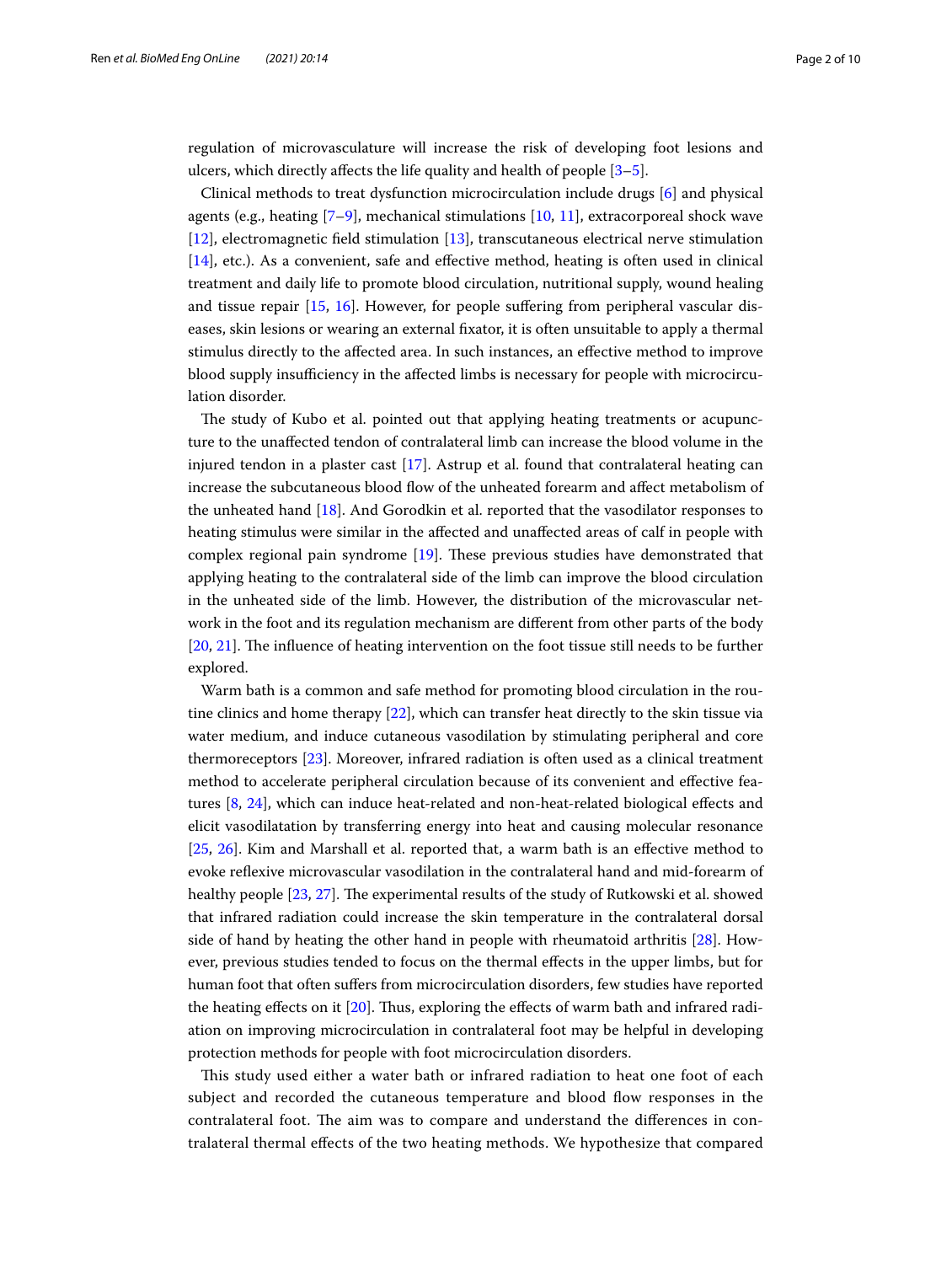regulation of microvasculature will increase the risk of developing foot lesions and ulcers, which directly affects the life quality and health of people [3–5].

Clinical methods to treat dysfunction microcirculation include drugs [6] and physical agents (e.g., heating [7–9], mechanical stimulations [10, 11], extracorporeal shock wave [12], electromagnetic field stimulation [13], transcutaneous electrical nerve stimulation [14], etc.). As a convenient, safe and effective method, heating is often used in clinical treatment and daily life to promote blood circulation, nutritional supply, wound healing and tissue repair [15, 16]. However, for people suffering from peripheral vascular diseases, skin lesions or wearing an external fixator, it is often unsuitable to apply a thermal stimulus directly to the affected area. In such instances, an effective method to improve blood supply insufficiency in the affected limbs is necessary for people with microcirculation disorder.

The study of Kubo et al. pointed out that applying heating treatments or acupuncture to the unaffected tendon of contralateral limb can increase the blood volume in the injured tendon in a plaster cast [17]. Astrup et al. found that contralateral heating can increase the subcutaneous blood flow of the unheated forearm and affect metabolism of the unheated hand [18]. And Gorodkin et al. reported that the vasodilator responses to heating stimulus were similar in the affected and unaffected areas of calf in people with complex regional pain syndrome [19]. These previous studies have demonstrated that applying heating to the contralateral side of the limb can improve the blood circulation in the unheated side of the limb. However, the distribution of the microvascular network in the foot and its regulation mechanism are different from other parts of the body [20, 21]. The influence of heating intervention on the foot tissue still needs to be further explored.

Warm bath is a common and safe method for promoting blood circulation in the routine clinics and home therapy [22], which can transfer heat directly to the skin tissue via water medium, and induce cutaneous vasodilation by stimulating peripheral and core thermoreceptors [23]. Moreover, infrared radiation is often used as a clinical treatment method to accelerate peripheral circulation because of its convenient and effective features [8, 24], which can induce heat-related and non-heat-related biological effects and elicit vasodilatation by transferring energy into heat and causing molecular resonance [25, 26]. Kim and Marshall et al. reported that, a warm bath is an effective method to evoke reflexive microvascular vasodilation in the contralateral hand and mid-forearm of healthy people [23, 27]. The experimental results of the study of Rutkowski et al. showed that infrared radiation could increase the skin temperature in the contralateral dorsal side of hand by heating the other hand in people with rheumatoid arthritis [28]. However, previous studies tended to focus on the thermal effects in the upper limbs, but for human foot that often suffers from microcirculation disorders, few studies have reported the heating effects on it [20]. Thus, exploring the effects of warm bath and infrared radiation on improving microcirculation in contralateral foot may be helpful in developing protection methods for people with foot microcirculation disorders.

This study used either a water bath or infrared radiation to heat one foot of each subject and recorded the cutaneous temperature and blood flow responses in the contralateral foot. The aim was to compare and understand the differences in contralateral thermal effects of the two heating methods. We hypothesize that compared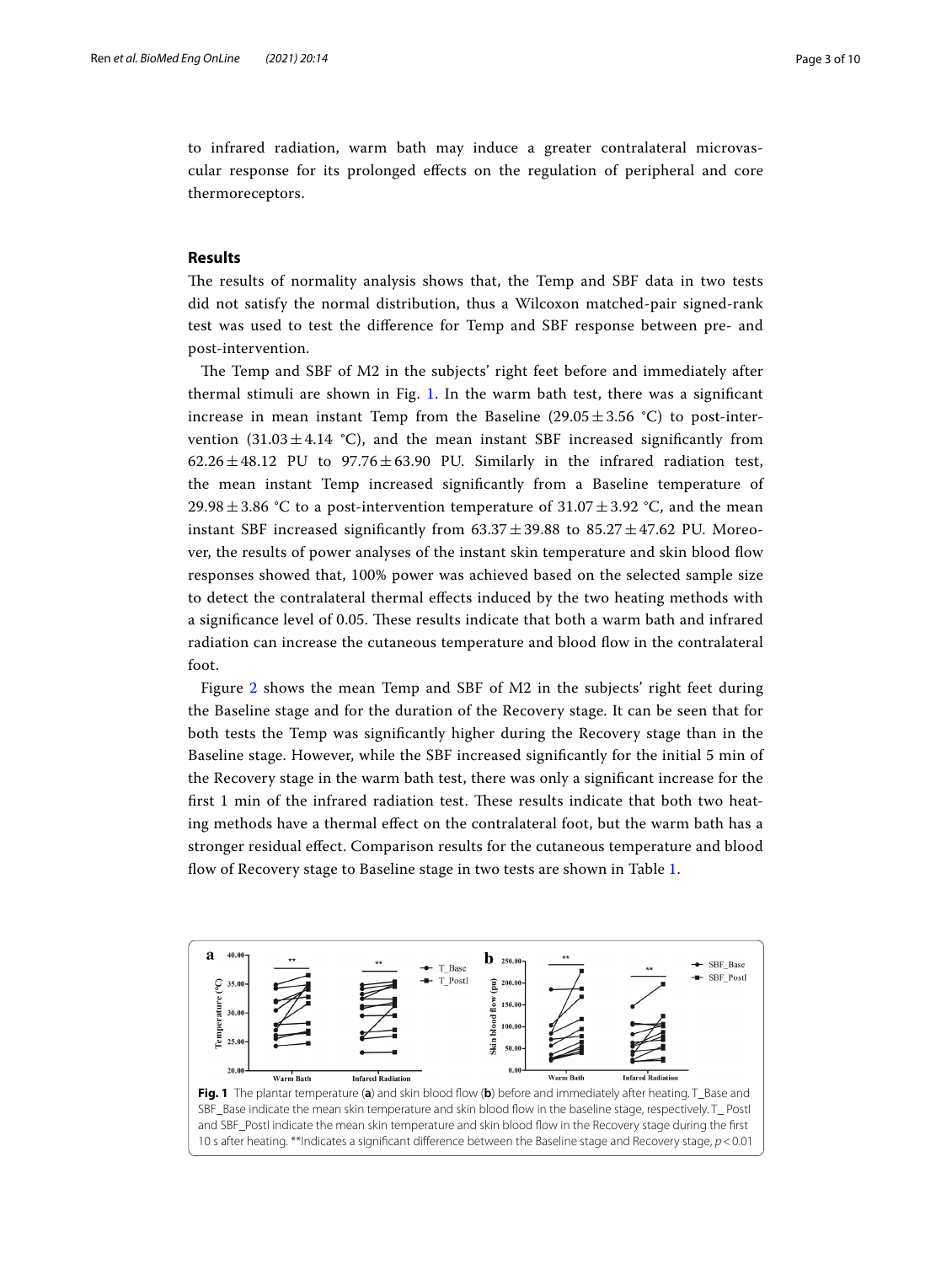to infrared radiation, warm bath may induce a greater contralateral microvascular response for its prolonged effects on the regulation of peripheral and core thermoreceptors.

## Results

The results of normality analysis shows that, the Temp and SBF data in two tests did not satisfy the normal distribution, thus a Wilcoxon matched-pair signed-rank test was used to test the difference for Temp and SBF response between pre- and post-intervention.

The Temp and SBF of M2 in the subjects' right feet before and immediately after thermal stimuli are shown in Fig. 1. In the warm bath test, there was a significant increase in mean instant Temp from the Baseline ($29.05 \pm 3.56$ °C) to post-intervention ($31.03 \pm 4.14$ °C), and the mean instant SBF increased significantly from $62.26 \pm 48.12$ PU to $97.76 \pm 63.90$ PU. Similarly in the infrared radiation test, the mean instant Temp increased significantly from a Baseline temperature of $29.98 \pm 3.86$ °C to a post-intervention temperature of $31.07 \pm 3.92$ °C, and the mean instant SBF increased significantly from $63.37 \pm 39.88$ to $85.27 \pm 47.62$ PU. Moreover, the results of power analyses of the instant skin temperature and skin blood flow responses showed that, 100% power was achieved based on the selected sample size to detect the contralateral thermal effects induced by the two heating methods with a significance level of 0.05. These results indicate that both a warm bath and infrared radiation can increase the cutaneous temperature and blood flow in the contralateral foot.

Figure 2 shows the mean Temp and SBF of M2 in the subjects' right feet during the Baseline stage and for the duration of the Recovery stage. It can be seen that for both tests the Temp was significantly higher during the Recovery stage than in the Baseline stage. However, while the SBF increased significantly for the initial 5 min of the Recovery stage in the warm bath test, there was only a significant increase for the first 1 min of the infrared radiation test. These results indicate that both two heating methods have a thermal effect on the contralateral foot, but the warm bath has a stronger residual effect. Comparison results for the cutaneous temperature and blood flow of Recovery stage to Baseline stage in two tests are shown in Table 1.

**Fig. 1** The plantar temperature (**a**) and skin blood flow (**b**) before and immediately after heating. T_Base and SBF_Base indicate the mean skin temperature and skin blood flow in the baseline stage, respectively. T_ PostI and SBF_PostI indicate the mean skin temperature and skin blood flow in the Recovery stage during the first 10 s after heating. **Indicates a significant difference between the Baseline stage and Recovery stage, $p < 0.01$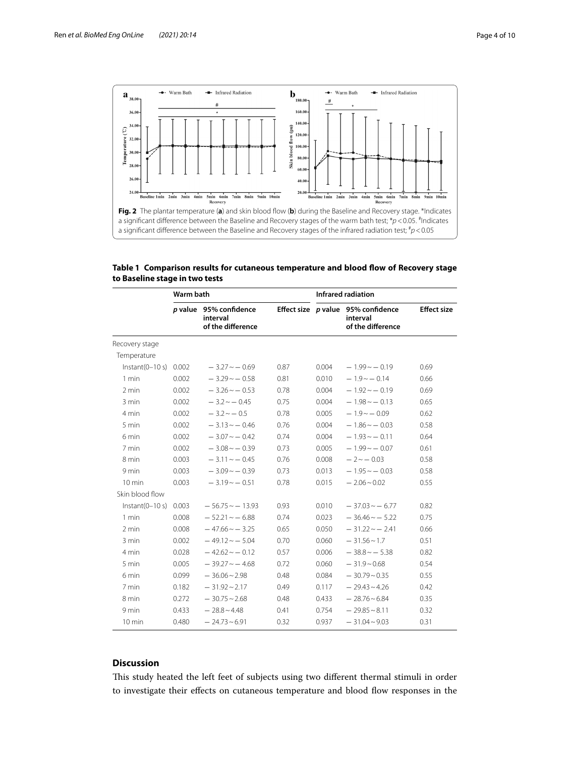**Fig. 2** The plantar temperature (**a**) and skin blood flow (**b**) during the Baseline and Recovery stage. *Indicates a significant difference between the Baseline and Recovery stages of the warm bath test; *$p<0.05$. #Indicates a significant difference between the Baseline and Recovery stages of the infrared radiation test; #$p<0.05$

**Table 1 Comparison results for cutaneous temperature and blood flow of Recovery stage to Baseline stage in two tests**

| | Warm bath | | | Infrared radiation | | |
|---|---|---|---|---|---|---|
| | *p* value | 95% confidence interval of the difference | Effect size | *p* value | 95% confidence interval of the difference | Effect size |
| Recovery stage | | | | | | |
| Temperature | | | | | | |
| Instant(0–10 s) | 0.002 | − 3.27 ~ − 0.69 | 0.87 | 0.004 | − 1.99 ~ − 0.19 | 0.69 |
| 1 min | 0.002 | − 3.29 ~ − 0.58 | 0.81 | 0.010 | − 1.9 ~ − 0.14 | 0.66 |
| 2 min | 0.002 | − 3.26 ~ − 0.53 | 0.78 | 0.004 | − 1.92 ~ − 0.19 | 0.69 |
| 3 min | 0.002 | − 3.2 ~ − 0.45 | 0.75 | 0.004 | − 1.98 ~ − 0.13 | 0.65 |
| 4 min | 0.002 | − 3.2 ~ − 0.5 | 0.78 | 0.005 | − 1.9 ~ − 0.09 | 0.62 |
| 5 min | 0.002 | − 3.13 ~ − 0.46 | 0.76 | 0.004 | − 1.86 ~ − 0.03 | 0.58 |
| 6 min | 0.002 | − 3.07 ~ − 0.42 | 0.74 | 0.004 | − 1.93 ~ − 0.11 | 0.64 |
| 7 min | 0.002 | − 3.08 ~ − 0.39 | 0.73 | 0.005 | − 1.99 ~ − 0.07 | 0.61 |
| 8 min | 0.003 | − 3.11 ~ − 0.45 | 0.76 | 0.008 | − 2 ~ − 0.03 | 0.58 |
| 9 min | 0.003 | − 3.09 ~ − 0.39 | 0.73 | 0.013 | − 1.95 ~ − 0.03 | 0.58 |
| 10 min | 0.003 | − 3.19 ~ − 0.51 | 0.78 | 0.015 | − 2.06 ~ 0.02 | 0.55 |
| Skin blood flow | | | | | | |
| Instant(0–10 s) | 0.003 | − 56.75 ~ − 13.93 | 0.93 | 0.010 | − 37.03 ~ − 6.77 | 0.82 |
| 1 min | 0.008 | − 52.21 ~ − 6.88 | 0.74 | 0.023 | − 36.46 ~ − 5.22 | 0.75 |
| 2 min | 0.008 | − 47.66 ~ − 3.25 | 0.65 | 0.050 | − 31.22 ~ − 2.41 | 0.66 |
| 3 min | 0.002 | − 49.12 ~ − 5.04 | 0.70 | 0.060 | − 31.56 ~ 1.7 | 0.51 |
| 4 min | 0.028 | − 42.62 ~ − 0.12 | 0.57 | 0.006 | − 38.8 ~ − 5.38 | 0.82 |
| 5 min | 0.005 | − 39.27 ~ − 4.68 | 0.72 | 0.060 | − 31.9 ~ 0.68 | 0.54 |
| 6 min | 0.099 | − 36.06 ~ 2.98 | 0.48 | 0.084 | − 30.79 ~ 0.35 | 0.55 |
| 7 min | 0.182 | − 31.92 ~ 2.17 | 0.49 | 0.117 | − 29.43 ~ 4.26 | 0.42 |
| 8 min | 0.272 | − 30.75 ~ 2.68 | 0.48 | 0.433 | − 28.76 ~ 6.84 | 0.35 |
| 9 min | 0.433 | − 28.8 ~ 4.48 | 0.41 | 0.754 | − 29.85 ~ 8.11 | 0.32 |
| 10 min | 0.480 | − 24.73 ~ 6.91 | 0.32 | 0.937 | − 31.04 ~ 9.03 | 0.31 |

## Discussion

This study heated the left feet of subjects using two different thermal stimuli in order to investigate their effects on cutaneous temperature and blood flow responses in the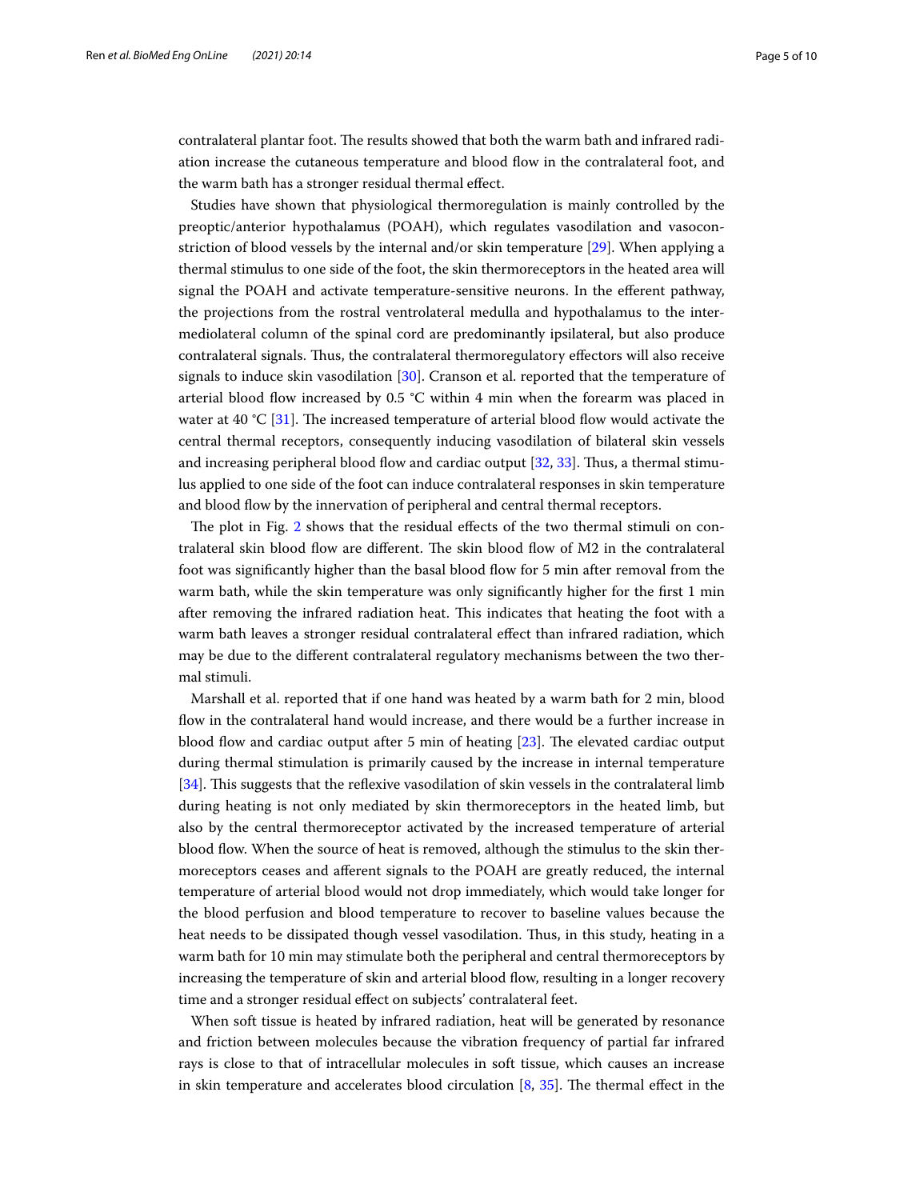contralateral plantar foot. The results showed that both the warm bath and infrared radiation increase the cutaneous temperature and blood flow in the contralateral foot, and the warm bath has a stronger residual thermal effect.

Studies have shown that physiological thermoregulation is mainly controlled by the preoptic/anterior hypothalamus (POAH), which regulates vasodilation and vasoconstriction of blood vessels by the internal and/or skin temperature [29]. When applying a thermal stimulus to one side of the foot, the skin thermoreceptors in the heated area will signal the POAH and activate temperature-sensitive neurons. In the efferent pathway, the projections from the rostral ventrolateral medulla and hypothalamus to the intermediolateral column of the spinal cord are predominantly ipsilateral, but also produce contralateral signals. Thus, the contralateral thermoregulatory effectors will also receive signals to induce skin vasodilation [30]. Cranson et al. reported that the temperature of arterial blood flow increased by 0.5 °C within 4 min when the forearm was placed in water at 40 °C [31]. The increased temperature of arterial blood flow would activate the central thermal receptors, consequently inducing vasodilation of bilateral skin vessels and increasing peripheral blood flow and cardiac output [32, 33]. Thus, a thermal stimulus applied to one side of the foot can induce contralateral responses in skin temperature and blood flow by the innervation of peripheral and central thermal receptors.

The plot in Fig. 2 shows that the residual effects of the two thermal stimuli on contralateral skin blood flow are different. The skin blood flow of M2 in the contralateral foot was significantly higher than the basal blood flow for 5 min after removal from the warm bath, while the skin temperature was only significantly higher for the first 1 min after removing the infrared radiation heat. This indicates that heating the foot with a warm bath leaves a stronger residual contralateral effect than infrared radiation, which may be due to the different contralateral regulatory mechanisms between the two thermal stimuli.

Marshall et al. reported that if one hand was heated by a warm bath for 2 min, blood flow in the contralateral hand would increase, and there would be a further increase in blood flow and cardiac output after 5 min of heating [23]. The elevated cardiac output during thermal stimulation is primarily caused by the increase in internal temperature [34]. This suggests that the reflexive vasodilation of skin vessels in the contralateral limb during heating is not only mediated by skin thermoreceptors in the heated limb, but also by the central thermoreceptor activated by the increased temperature of arterial blood flow. When the source of heat is removed, although the stimulus to the skin thermoreceptors ceases and afferent signals to the POAH are greatly reduced, the internal temperature of arterial blood would not drop immediately, which would take longer for the blood perfusion and blood temperature to recover to baseline values because the heat needs to be dissipated though vessel vasodilation. Thus, in this study, heating in a warm bath for 10 min may stimulate both the peripheral and central thermoreceptors by increasing the temperature of skin and arterial blood flow, resulting in a longer recovery time and a stronger residual effect on subjects' contralateral feet.

When soft tissue is heated by infrared radiation, heat will be generated by resonance and friction between molecules because the vibration frequency of partial far infrared rays is close to that of intracellular molecules in soft tissue, which causes an increase in skin temperature and accelerates blood circulation [8, 35]. The thermal effect in the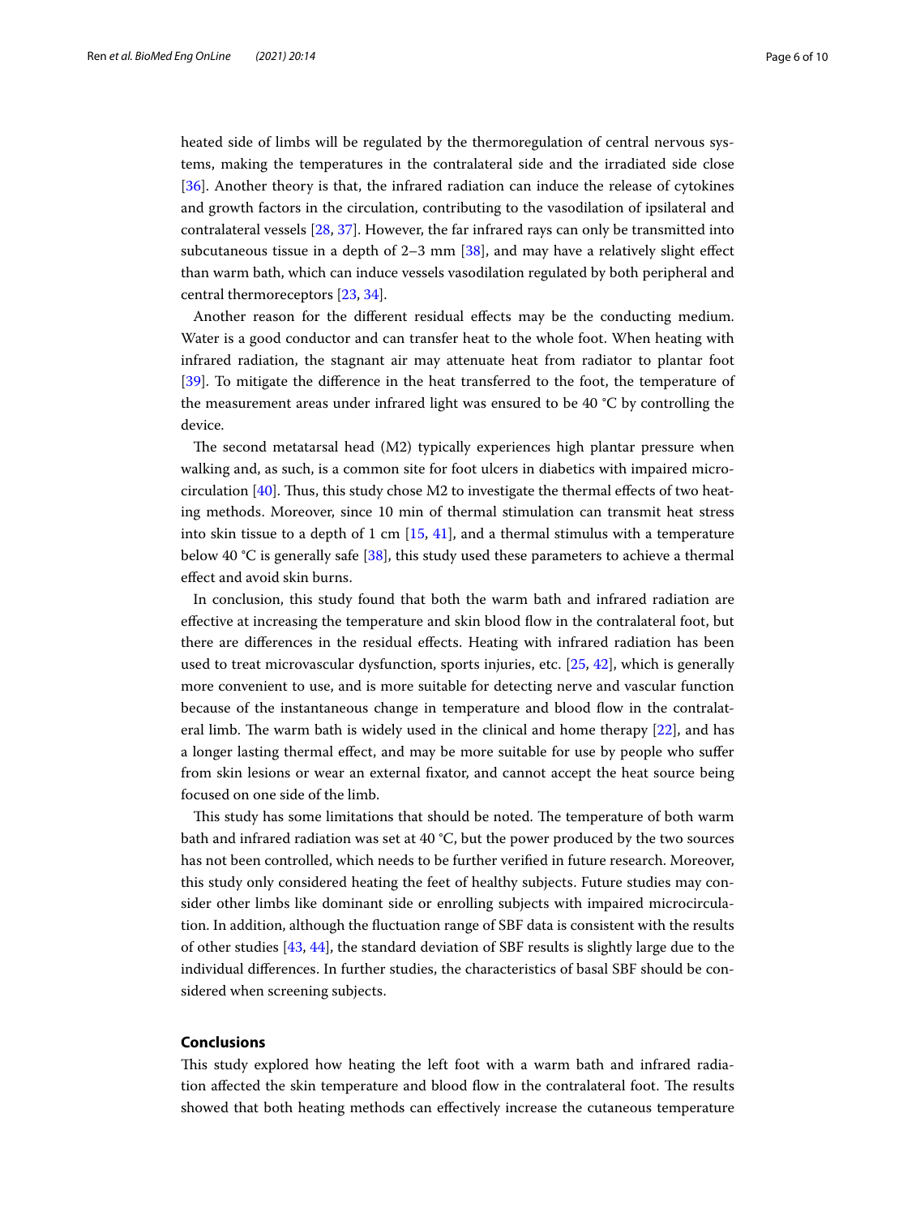heated side of limbs will be regulated by the thermoregulation of central nervous systems, making the temperatures in the contralateral side and the irradiated side close [36]. Another theory is that, the infrared radiation can induce the release of cytokines and growth factors in the circulation, contributing to the vasodilation of ipsilateral and contralateral vessels [28, 37]. However, the far infrared rays can only be transmitted into subcutaneous tissue in a depth of 2–3 mm [38], and may have a relatively slight effect than warm bath, which can induce vessels vasodilation regulated by both peripheral and central thermoreceptors [23, 34].

Another reason for the different residual effects may be the conducting medium. Water is a good conductor and can transfer heat to the whole foot. When heating with infrared radiation, the stagnant air may attenuate heat from radiator to plantar foot [39]. To mitigate the difference in the heat transferred to the foot, the temperature of the measurement areas under infrared light was ensured to be 40 °C by controlling the device.

The second metatarsal head (M2) typically experiences high plantar pressure when walking and, as such, is a common site for foot ulcers in diabetics with impaired microcirculation [40]. Thus, this study chose M2 to investigate the thermal effects of two heating methods. Moreover, since 10 min of thermal stimulation can transmit heat stress into skin tissue to a depth of 1 cm [15, 41], and a thermal stimulus with a temperature below 40 °C is generally safe [38], this study used these parameters to achieve a thermal effect and avoid skin burns.

In conclusion, this study found that both the warm bath and infrared radiation are effective at increasing the temperature and skin blood flow in the contralateral foot, but there are differences in the residual effects. Heating with infrared radiation has been used to treat microvascular dysfunction, sports injuries, etc. [25, 42], which is generally more convenient to use, and is more suitable for detecting nerve and vascular function because of the instantaneous change in temperature and blood flow in the contralateral limb. The warm bath is widely used in the clinical and home therapy [22], and has a longer lasting thermal effect, and may be more suitable for use by people who suffer from skin lesions or wear an external fixator, and cannot accept the heat source being focused on one side of the limb.

This study has some limitations that should be noted. The temperature of both warm bath and infrared radiation was set at 40 °C, but the power produced by the two sources has not been controlled, which needs to be further verified in future research. Moreover, this study only considered heating the feet of healthy subjects. Future studies may consider other limbs like dominant side or enrolling subjects with impaired microcirculation. In addition, although the fluctuation range of SBF data is consistent with the results of other studies [43, 44], the standard deviation of SBF results is slightly large due to the individual differences. In further studies, the characteristics of basal SBF should be considered when screening subjects.

## Conclusions

This study explored how heating the left foot with a warm bath and infrared radiation affected the skin temperature and blood flow in the contralateral foot. The results showed that both heating methods can effectively increase the cutaneous temperature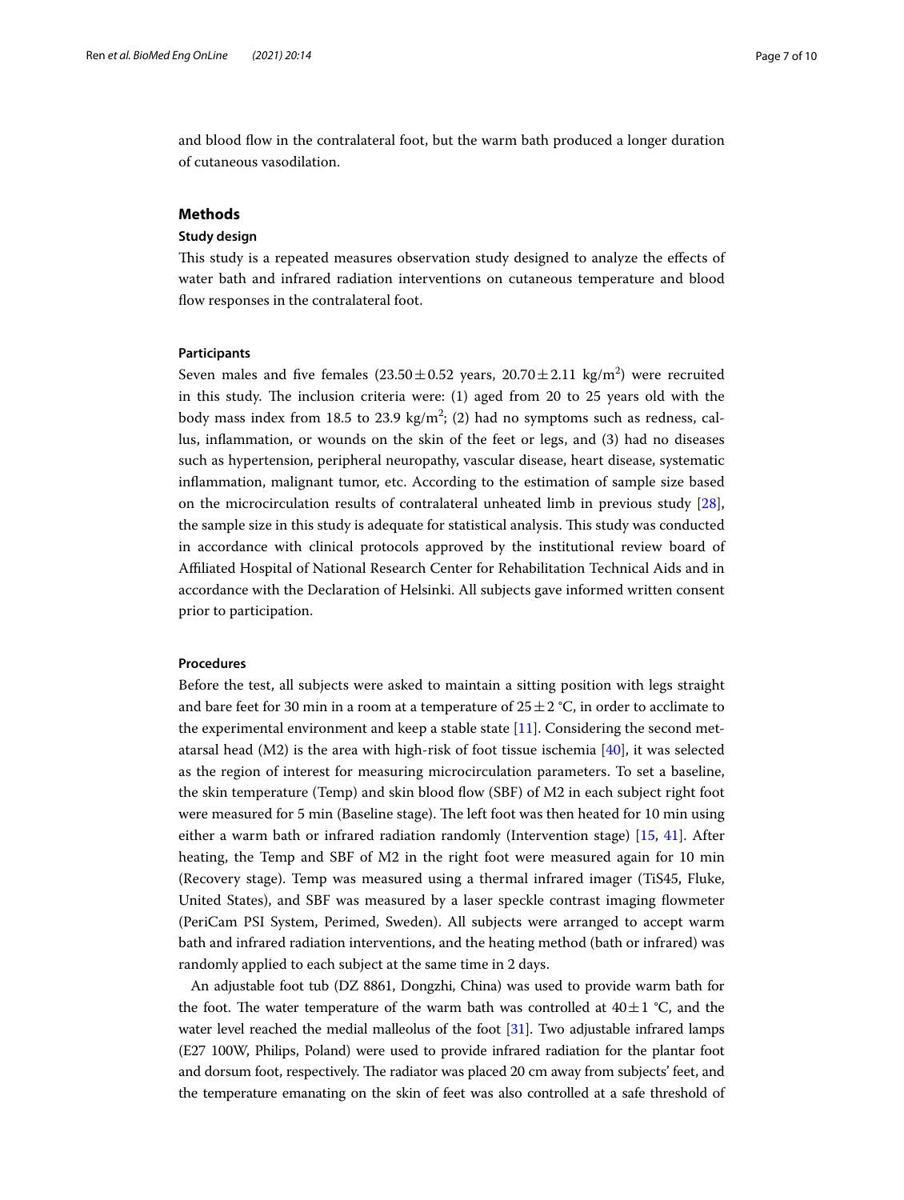and blood flow in the contralateral foot, but the warm bath produced a longer duration of cutaneous vasodilation.

## Methods

### Study design

This study is a repeated measures observation study designed to analyze the effects of water bath and infrared radiation interventions on cutaneous temperature and blood flow responses in the contralateral foot.

### Participants

Seven males and five females (23.50 ± 0.52 years, 20.70 ± 2.11 kg/m$^2$) were recruited in this study. The inclusion criteria were: (1) aged from 20 to 25 years old with the body mass index from 18.5 to 23.9 kg/m$^2$; (2) had no symptoms such as redness, callus, inflammation, or wounds on the skin of the feet or legs, and (3) had no diseases such as hypertension, peripheral neuropathy, vascular disease, heart disease, systematic inflammation, malignant tumor, etc. According to the estimation of sample size based on the microcirculation results of contralateral unheated limb in previous study [28], the sample size in this study is adequate for statistical analysis. This study was conducted in accordance with clinical protocols approved by the institutional review board of Affiliated Hospital of National Research Center for Rehabilitation Technical Aids and in accordance with the Declaration of Helsinki. All subjects gave informed written consent prior to participation.

### Procedures

Before the test, all subjects were asked to maintain a sitting position with legs straight and bare feet for 30 min in a room at a temperature of 25 ± 2 °C, in order to acclimate to the experimental environment and keep a stable state [11]. Considering the second metatarsal head (M2) is the area with high-risk of foot tissue ischemia [40], it was selected as the region of interest for measuring microcirculation parameters. To set a baseline, the skin temperature (Temp) and skin blood flow (SBF) of M2 in each subject right foot were measured for 5 min (Baseline stage). The left foot was then heated for 10 min using either a warm bath or infrared radiation randomly (Intervention stage) [15, 41]. After heating, the Temp and SBF of M2 in the right foot were measured again for 10 min (Recovery stage). Temp was measured using a thermal infrared imager (TiS45, Fluke, United States), and SBF was measured by a laser speckle contrast imaging flowmeter (PeriCam PSI System, Perimed, Sweden). All subjects were arranged to accept warm bath and infrared radiation interventions, and the heating method (bath or infrared) was randomly applied to each subject at the same time in 2 days.

An adjustable foot tub (DZ 8861, Dongzhi, China) was used to provide warm bath for the foot. The water temperature of the warm bath was controlled at 40 ± 1 °C, and the water level reached the medial malleolus of the foot [31]. Two adjustable infrared lamps (E27 100W, Philips, Poland) were used to provide infrared radiation for the plantar foot and dorsum foot, respectively. The radiator was placed 20 cm away from subjects' feet, and the temperature emanating on the skin of feet was also controlled at a safe threshold of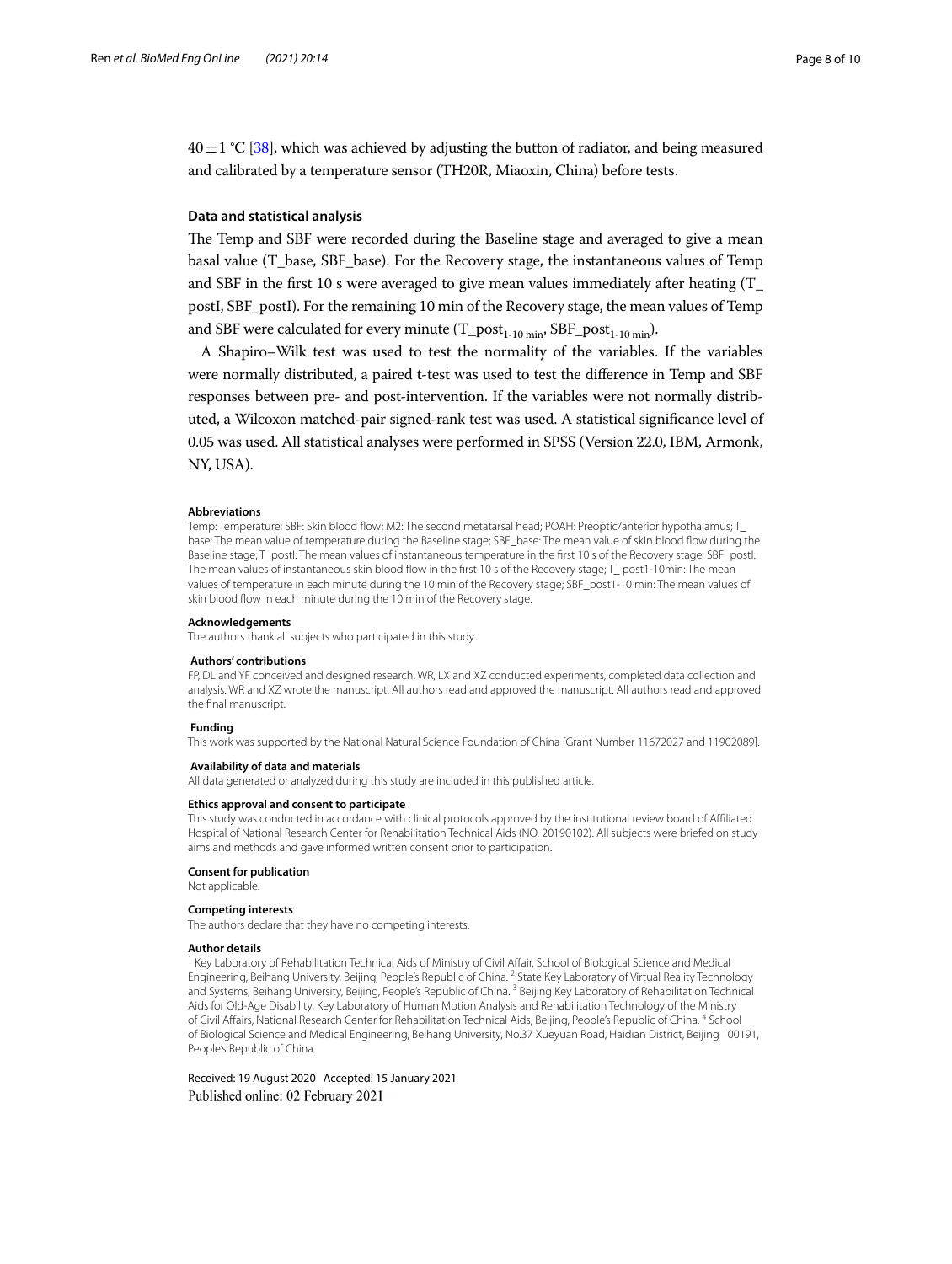$40 \pm 1$ °C [38], which was achieved by adjusting the button of radiator, and being measured and calibrated by a temperature sensor (TH20R, Miaoxin, China) before tests.

### Data and statistical analysis

The Temp and SBF were recorded during the Baseline stage and averaged to give a mean basal value (T_base, SBF_base). For the Recovery stage, the instantaneous values of Temp and SBF in the first 10 s were averaged to give mean values immediately after heating (T_postI, SBF_postI). For the remaining 10 min of the Recovery stage, the mean values of Temp and SBF were calculated for every minute ($T\_post_{1\text{-}10\ min}$, $SBF\_post_{1\text{-}10\ min}$).

A Shapiro–Wilk test was used to test the normality of the variables. If the variables were normally distributed, a paired t-test was used to test the difference in Temp and SBF responses between pre- and post-intervention. If the variables were not normally distributed, a Wilcoxon matched-pair signed-rank test was used. A statistical significance level of 0.05 was used. All statistical analyses were performed in SPSS (Version 22.0, IBM, Armonk, NY, USA).

#### Abbreviations

Temp: Temperature; SBF: Skin blood flow; M2: The second metatarsal head; POAH: Preoptic/anterior hypothalamus; T_base: The mean value of temperature during the Baseline stage; SBF_base: The mean value of skin blood flow during the Baseline stage; T_postI: The mean values of instantaneous temperature in the first 10 s of the Recovery stage; SBF_postI: The mean values of instantaneous skin blood flow in the first 10 s of the Recovery stage; T_ post1-10min: The mean values of temperature in each minute during the 10 min of the Recovery stage; SBF_post1-10 min: The mean values of skin blood flow in each minute during the 10 min of the Recovery stage.

#### Acknowledgements

The authors thank all subjects who participated in this study.

#### Authors' contributions

FP, DL and YF conceived and designed research. WR, LX and XZ conducted experiments, completed data collection and analysis. WR and XZ wrote the manuscript. All authors read and approved the manuscript. All authors read and approved the final manuscript.

#### Funding

This work was supported by the National Natural Science Foundation of China [Grant Number 11672027 and 11902089].

#### Availability of data and materials

All data generated or analyzed during this study are included in this published article.

#### Ethics approval and consent to participate

This study was conducted in accordance with clinical protocols approved by the institutional review board of Affiliated Hospital of National Research Center for Rehabilitation Technical Aids (NO. 20190102). All subjects were briefed on study aims and methods and gave informed written consent prior to participation.

#### Consent for publication

Not applicable.

#### Competing interests

The authors declare that they have no competing interests.

#### Author details

[1] Key Laboratory of Rehabilitation Technical Aids of Ministry of Civil Affair, School of Biological Science and Medical Engineering, Beihang University, Beijing, People's Republic of China. [2] State Key Laboratory of Virtual Reality Technology and Systems, Beihang University, Beijing, People's Republic of China. [3] Beijing Key Laboratory of Rehabilitation Technical Aids for Old-Age Disability, Key Laboratory of Human Motion Analysis and Rehabilitation Technology of the Ministry of Civil Affairs, National Research Center for Rehabilitation Technical Aids, Beijing, People's Republic of China. [4] School of Biological Science and Medical Engineering, Beihang University, No.37 Xueyuan Road, Haidian District, Beijing 100191, People's Republic of China.

Received: 19 August 2020 Accepted: 15 January 2021
Published online: 02 February 2021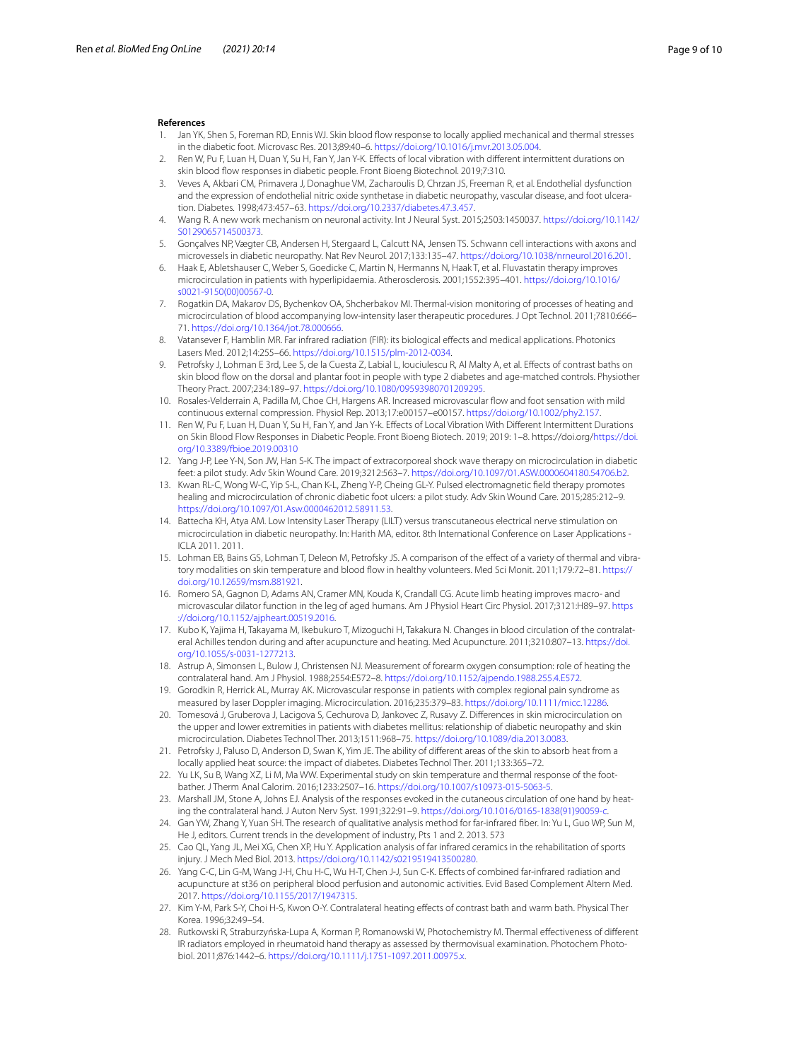## References

1. Jan YK, Shen S, Foreman RD, Ennis WJ. Skin blood flow response to locally applied mechanical and thermal stresses in the diabetic foot. Microvasc Res. 2013;89:40–6. https://doi.org/10.1016/j.mvr.2013.05.004.
2. Ren W, Pu F, Luan H, Duan Y, Su H, Fan Y, Jan Y-K. Effects of local vibration with different intermittent durations on skin blood flow responses in diabetic people. Front Bioeng Biotechnol. 2019;7:310.
3. Veves A, Akbari CM, Primavera J, Donaghue VM, Zacharoulis D, Chrzan JS, Freeman R, et al. Endothelial dysfunction and the expression of endothelial nitric oxide synthetase in diabetic neuropathy, vascular disease, and foot ulceration. Diabetes. 1998;473:457–63. https://doi.org/10.2337/diabetes.47.3.457.
4. Wang R. A new work mechanism on neuronal activity. Int J Neural Syst. 2015;2503:1450037. https://doi.org/10.1142/S0129065714500373.
5. Gonçalves NP, Vægter CB, Andersen H, Stergaard L, Calcutt NA, Jensen TS. Schwann cell interactions with axons and microvessels in diabetic neuropathy. Nat Rev Neurol. 2017;133:135–47. https://doi.org/10.1038/nrneurol.2016.201.
6. Haak E, Abletshauser C, Weber S, Goedicke C, Martin N, Hermanns N, Haak T, et al. Fluvastatin therapy improves microcirculation in patients with hyperlipidaemia. Atherosclerosis. 2001;1552:395–401. https://doi.org/10.1016/s0021-9150(00)00567-0.
7. Rogatkin DA, Makarov DS, Bychenkov OA, Shcherbakov MI. Thermal-vision monitoring of processes of heating and microcirculation of blood accompanying low-intensity laser therapeutic procedures. J Opt Technol. 2011;7810:666–71. https://doi.org/10.1364/jot.78.000666.
8. Vatansever F, Hamblin MR. Far infrared radiation (FIR): its biological effects and medical applications. Photonics Lasers Med. 2012;14:255–66. https://doi.org/10.1515/plm-2012-0034.
9. Petrofsky J, Lohman E 3rd, Lee S, de la Cuesta Z, Labial L, Iouciulescu R, Al Malty A, et al. Effects of contrast baths on skin blood flow on the dorsal and plantar foot in people with type 2 diabetes and age-matched controls. Physiother Theory Pract. 2007;234:189–97. https://doi.org/10.1080/09593980701209295.
10. Rosales-Velderrain A, Padilla M, Choe CH, Hargens AR. Increased microvascular flow and foot sensation with mild continuous external compression. Physiol Rep. 2013;17:e00157–e00157. https://doi.org/10.1002/phy2.157.
11. Ren W, Pu F, Luan H, Duan Y, Su H, Fan Y, and Jan Y-k. Effects of Local Vibration With Different Intermittent Durations on Skin Blood Flow Responses in Diabetic People. Front Bioeng Biotech. 2019; 2019: 1–8. https://doi.org/https://doi.org/10.3389/fbioe.2019.00310
12. Yang J-P, Lee Y-N, Son JW, Han S-K. The impact of extracorporeal shock wave therapy on microcirculation in diabetic feet: a pilot study. Adv Skin Wound Care. 2019;3212:563–7. https://doi.org/10.1097/01.ASW.0000604180.54706.b2.
13. Kwan RL-C, Wong W-C, Yip S-L, Chan K-L, Zheng Y-P, Cheing GL-Y. Pulsed electromagnetic field therapy promotes healing and microcirculation of chronic diabetic foot ulcers: a pilot study. Adv Skin Wound Care. 2015;285:212–9. https://doi.org/10.1097/01.Asw.0000462012.58911.53.
14. Battecha KH, Atya AM. Low Intensity Laser Therapy (LILT) versus transcutaneous electrical nerve stimulation on microcirculation in diabetic neuropathy. In: Harith MA, editor. 8th International Conference on Laser Applications - ICLA 2011. 2011.
15. Lohman EB, Bains GS, Lohman T, Deleon M, Petrofsky JS. A comparison of the effect of a variety of thermal and vibratory modalities on skin temperature and blood flow in healthy volunteers. Med Sci Monit. 2011;179:72–81. https://doi.org/10.12659/msm.881921.
16. Romero SA, Gagnon D, Adams AN, Cramer MN, Kouda K, Crandall CG. Acute limb heating improves macro- and microvascular dilator function in the leg of aged humans. Am J Physiol Heart Circ Physiol. 2017;3121:H89–97. https://doi.org/10.1152/ajpheart.00519.2016.
17. Kubo K, Yajima H, Takayama M, Ikebukuro T, Mizoguchi H, Takakura N. Changes in blood circulation of the contralateral Achilles tendon during and after acupuncture and heating. Med Acupuncture. 2011;3210:807–13. https://doi.org/10.1055/s-0031-1277213.
18. Astrup A, Simonsen L, Bulow J, Christensen NJ. Measurement of forearm oxygen consumption: role of heating the contralateral hand. Am J Physiol. 1988;2554:E572–8. https://doi.org/10.1152/ajpendo.1988.255.4.E572.
19. Gorodkin R, Herrick AL, Murray AK. Microvascular response in patients with complex regional pain syndrome as measured by laser Doppler imaging. Microcirculation. 2016;235:379–83. https://doi.org/10.1111/micc.12286.
20. Tomesová J, Gruberova J, Lacigova S, Cechurova D, Jankovec Z, Rusavy Z. Differences in skin microcirculation on the upper and lower extremities in patients with diabetes mellitus: relationship of diabetic neuropathy and skin microcirculation. Diabetes Technol Ther. 2013;1511:968–75. https://doi.org/10.1089/dia.2013.0083.
21. Petrofsky J, Paluso D, Anderson D, Swan K, Yim JE. The ability of different areas of the skin to absorb heat from a locally applied heat source: the impact of diabetes. Diabetes Technol Ther. 2011;133:365–72.
22. Yu LK, Su B, Wang XZ, Li M, Ma WW. Experimental study on skin temperature and thermal response of the footbather. J Therm Anal Calorim. 2016;1233:2507–16. https://doi.org/10.1007/s10973-015-5063-5.
23. Marshall JM, Stone A, Johns EJ. Analysis of the responses evoked in the cutaneous circulation of one hand by heating the contralateral hand. J Auton Nerv Syst. 1991;322:91–9. https://doi.org/10.1016/0165-1838(91)90059-c.
24. Gan YW, Zhang Y, Yuan SH. The research of qualitative analysis method for far-infrared fiber. In: Yu L, Guo WP, Sun M, He J, editors. Current trends in the development of industry, Pts 1 and 2. 2013. 573
25. Cao QL, Yang JL, Mei XG, Chen XP, Hu Y. Application analysis of far infrared ceramics in the rehabilitation of sports injury. J Mech Med Biol. 2013. https://doi.org/10.1142/s0219519413500280.
26. Yang C-C, Lin G-M, Wang J-H, Chu H-C, Wu H-T, Chen J-J, Sun C-K. Effects of combined far-infrared radiation and acupuncture at st36 on peripheral blood perfusion and autonomic activities. Evid Based Complement Altern Med. 2017. https://doi.org/10.1155/2017/1947315.
27. Kim Y-M, Park S-Y, Choi H-S, Kwon O-Y. Contralateral heating effects of contrast bath and warm bath. Physical Ther Korea. 1996;32:49–54.
28. Rutkowski R, Straburzyńska-Lupa A, Korman P, Romanowski W, Photochemistry M. Thermal effectiveness of different IR radiators employed in rheumatoid hand therapy as assessed by thermovisual examination. Photochem Photobiol. 2011;876:1442–6. https://doi.org/10.1111/j.1751-1097.2011.00975.x.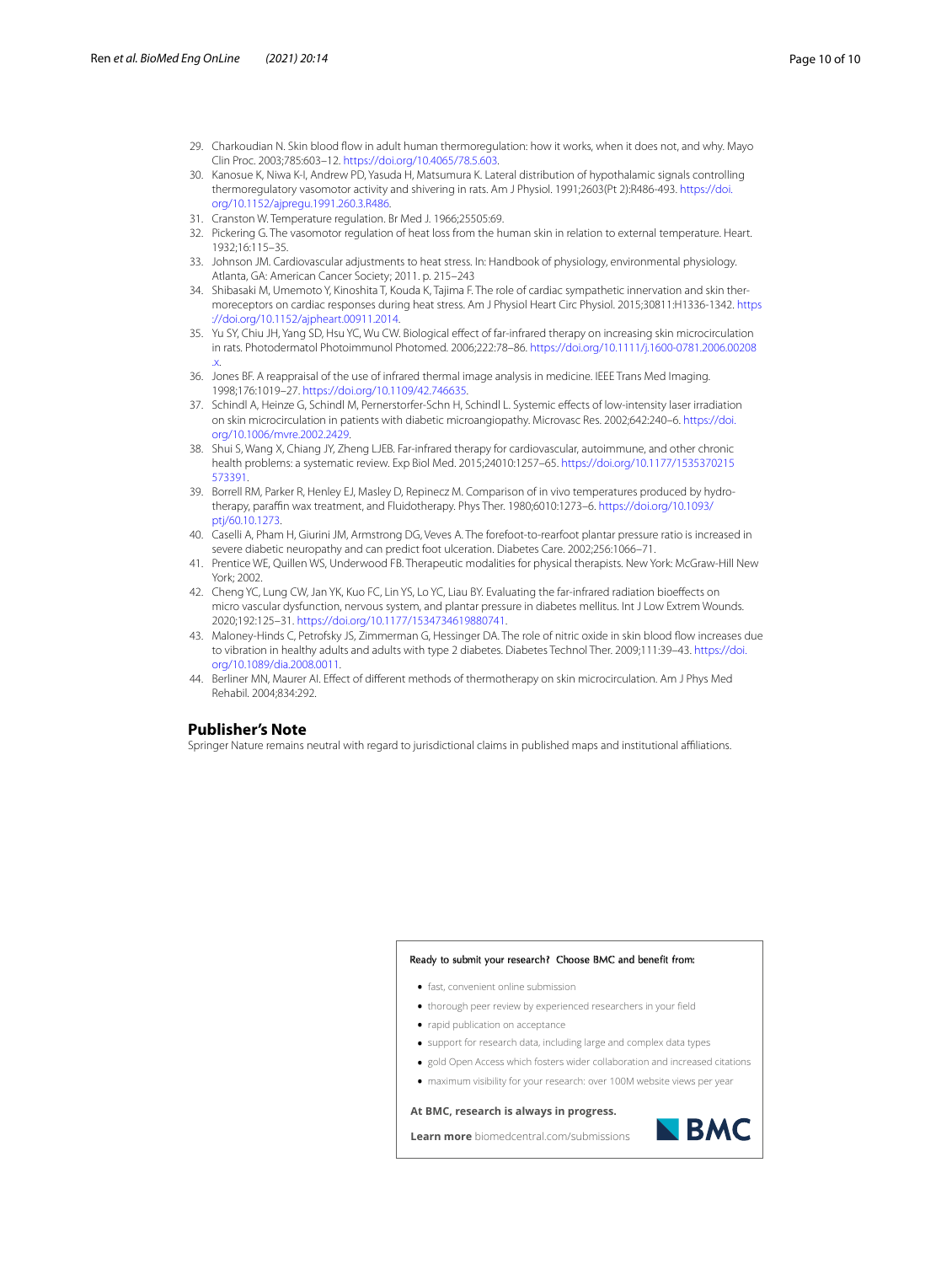29. Charkoudian N. Skin blood flow in adult human thermoregulation: how it works, when it does not, and why. Mayo Clin Proc. 2003;785:603–12. https://doi.org/10.4065/78.5.603.
30. Kanosue K, Niwa K-I, Andrew PD, Yasuda H, Matsumura K. Lateral distribution of hypothalamic signals controlling thermoregulatory vasomotor activity and shivering in rats. Am J Physiol. 1991;2603(Pt 2):R486-493. https://doi.org/10.1152/ajpregu.1991.260.3.R486.
31. Cranston W. Temperature regulation. Br Med J. 1966;25505:69.
32. Pickering G. The vasomotor regulation of heat loss from the human skin in relation to external temperature. Heart. 1932;16:115–35.
33. Johnson JM. Cardiovascular adjustments to heat stress. In: Handbook of physiology, environmental physiology. Atlanta, GA: American Cancer Society; 2011. p. 215–243
34. Shibasaki M, Umemoto Y, Kinoshita T, Kouda K, Tajima F. The role of cardiac sympathetic innervation and skin thermoreceptors on cardiac responses during heat stress. Am J Physiol Heart Circ Physiol. 2015;30811:H1336-1342. https://doi.org/10.1152/ajpheart.00911.2014.
35. Yu SY, Chiu JH, Yang SD, Hsu YC, Wu CW. Biological effect of far-infrared therapy on increasing skin microcirculation in rats. Photodermatol Photoimmunol Photomed. 2006;222:78–86. https://doi.org/10.1111/j.1600-0781.2006.00208.x.
36. Jones BF. A reappraisal of the use of infrared thermal image analysis in medicine. IEEE Trans Med Imaging. 1998;176:1019–27. https://doi.org/10.1109/42.746635.
37. Schindl A, Heinze G, Schindl M, Pernerstorfer-Schn H, Schindl L. Systemic effects of low-intensity laser irradiation on skin microcirculation in patients with diabetic microangiopathy. Microvasc Res. 2002;642:240–6. https://doi.org/10.1006/mvre.2002.2429.
38. Shui S, Wang X, Chiang JY, Zheng LJEB. Far-infrared therapy for cardiovascular, autoimmune, and other chronic health problems: a systematic review. Exp Biol Med. 2015;24010:1257–65. https://doi.org/10.1177/1535370215573391.
39. Borrell RM, Parker R, Henley EJ, Masley D, Repinecz M. Comparison of in vivo temperatures produced by hydrotherapy, paraffin wax treatment, and Fluidotherapy. Phys Ther. 1980;6010:1273–6. https://doi.org/10.1093/ptj/60.10.1273.
40. Caselli A, Pham H, Giurini JM, Armstrong DG, Veves A. The forefoot-to-rearfoot plantar pressure ratio is increased in severe diabetic neuropathy and can predict foot ulceration. Diabetes Care. 2002;256:1066–71.
41. Prentice WE, Quillen WS, Underwood FB. Therapeutic modalities for physical therapists. New York: McGraw-Hill New York; 2002.
42. Cheng YC, Lung CW, Jan YK, Kuo FC, Lin YS, Lo YC, Liau BY. Evaluating the far-infrared radiation bioeffects on micro vascular dysfunction, nervous system, and plantar pressure in diabetes mellitus. Int J Low Extrem Wounds. 2020;192:125–31. https://doi.org/10.1177/1534734619880741.
43. Maloney-Hinds C, Petrofsky JS, Zimmerman G, Hessinger DA. The role of nitric oxide in skin blood flow increases due to vibration in healthy adults and adults with type 2 diabetes. Diabetes Technol Ther. 2009;111:39–43. https://doi.org/10.1089/dia.2008.0011.
44. Berliner MN, Maurer AI. Effect of different methods of thermotherapy on skin microcirculation. Am J Phys Med Rehabil. 2004;834:292.

## Publisher's Note

Springer Nature remains neutral with regard to jurisdictional claims in published maps and institutional affiliations.

Ready to submit your research? Choose BMC and benefit from:

- fast, convenient online submission
- thorough peer review by experienced researchers in your field
- rapid publication on acceptance
- support for research data, including large and complex data types
- gold Open Access which fosters wider collaboration and increased citations
- maximum visibility for your research: over 100M website views per year

**At BMC, research is always in progress.**

**Learn more** biomedcentral.com/submissions

BMC